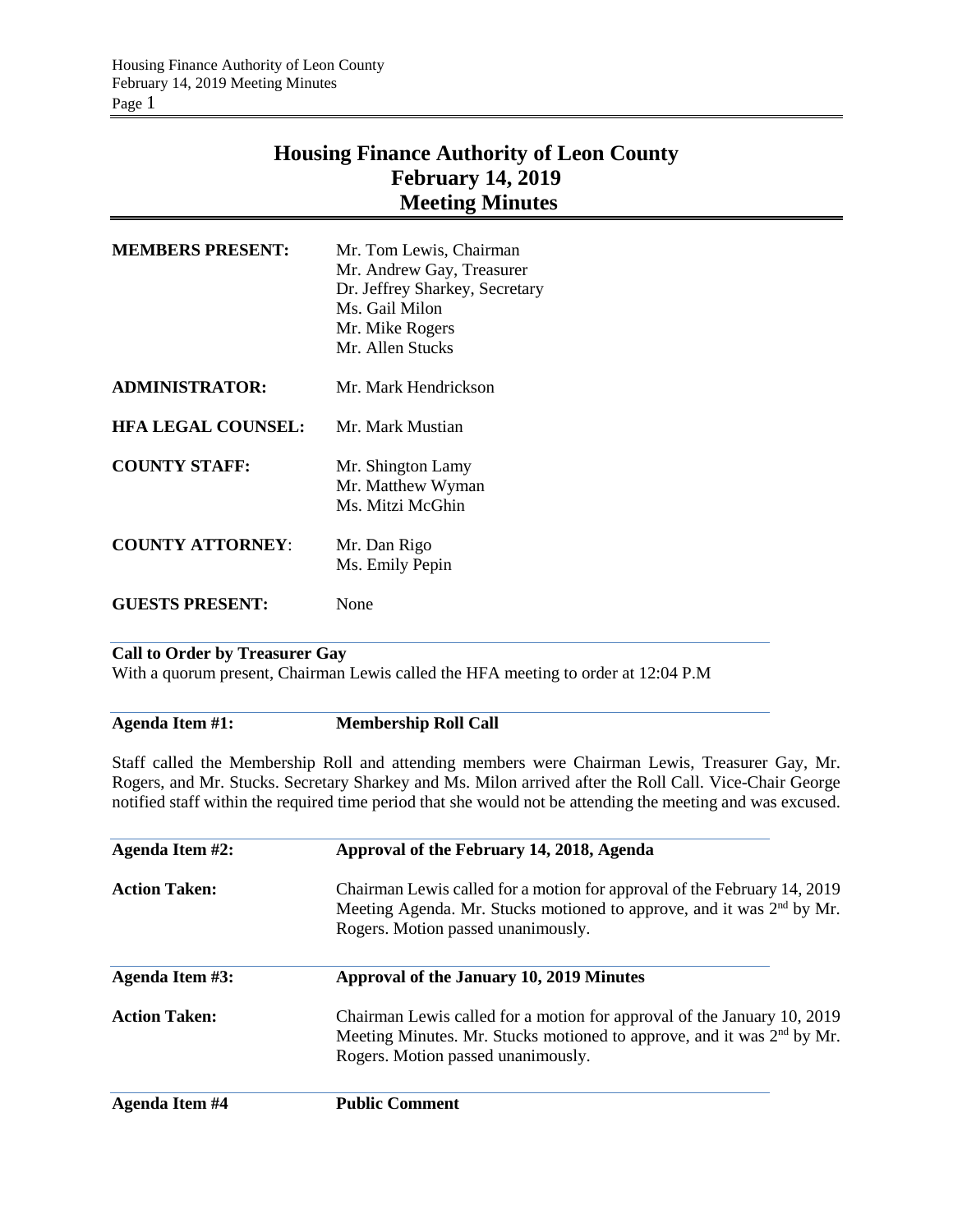# Housing Finance Authority of Leon County
## February 14, 2019
## Meeting Minutes

| | |
|---|---|
| **MEMBERS PRESENT:** | Mr. Tom Lewis, Chairman<br>Mr. Andrew Gay, Treasurer<br>Dr. Jeffrey Sharkey, Secretary<br>Ms. Gail Milon<br>Mr. Mike Rogers<br>Mr. Allen Stucks |
| **ADMINISTRATOR:** | Mr. Mark Hendrickson |
| **HFA LEGAL COUNSEL:** | Mr. Mark Mustian |
| **COUNTY STAFF:** | Mr. Shington Lamy<br>Mr. Matthew Wyman<br>Ms. Mitzi McGhin |
| **COUNTY ATTORNEY:** | Mr. Dan Rigo<br>Ms. Emily Pepin |
| **GUESTS PRESENT:** | None |

**Call to Order by Treasurer Gay**

With a quorum present, Chairman Lewis called the HFA meeting to order at 12:04 P.M

**Agenda Item #1:** **Membership Roll Call**

Staff called the Membership Roll and attending members were Chairman Lewis, Treasurer Gay, Mr. Rogers, and Mr. Stucks. Secretary Sharkey and Ms. Milon arrived after the Roll Call. Vice-Chair George notified staff within the required time period that she would not be attending the meeting and was excused.

**Agenda Item #2:** **Approval of the February 14, 2018, Agenda**

**Action Taken:** Chairman Lewis called for a motion for approval of the February 14, 2019 Meeting Agenda. Mr. Stucks motioned to approve, and it was 2nd by Mr. Rogers. Motion passed unanimously.

**Agenda Item #3:** **Approval of the January 10, 2019 Minutes**

**Action Taken:** Chairman Lewis called for a motion for approval of the January 10, 2019 Meeting Minutes. Mr. Stucks motioned to approve, and it was 2nd by Mr. Rogers. Motion passed unanimously.

**Agenda Item #4** **Public Comment**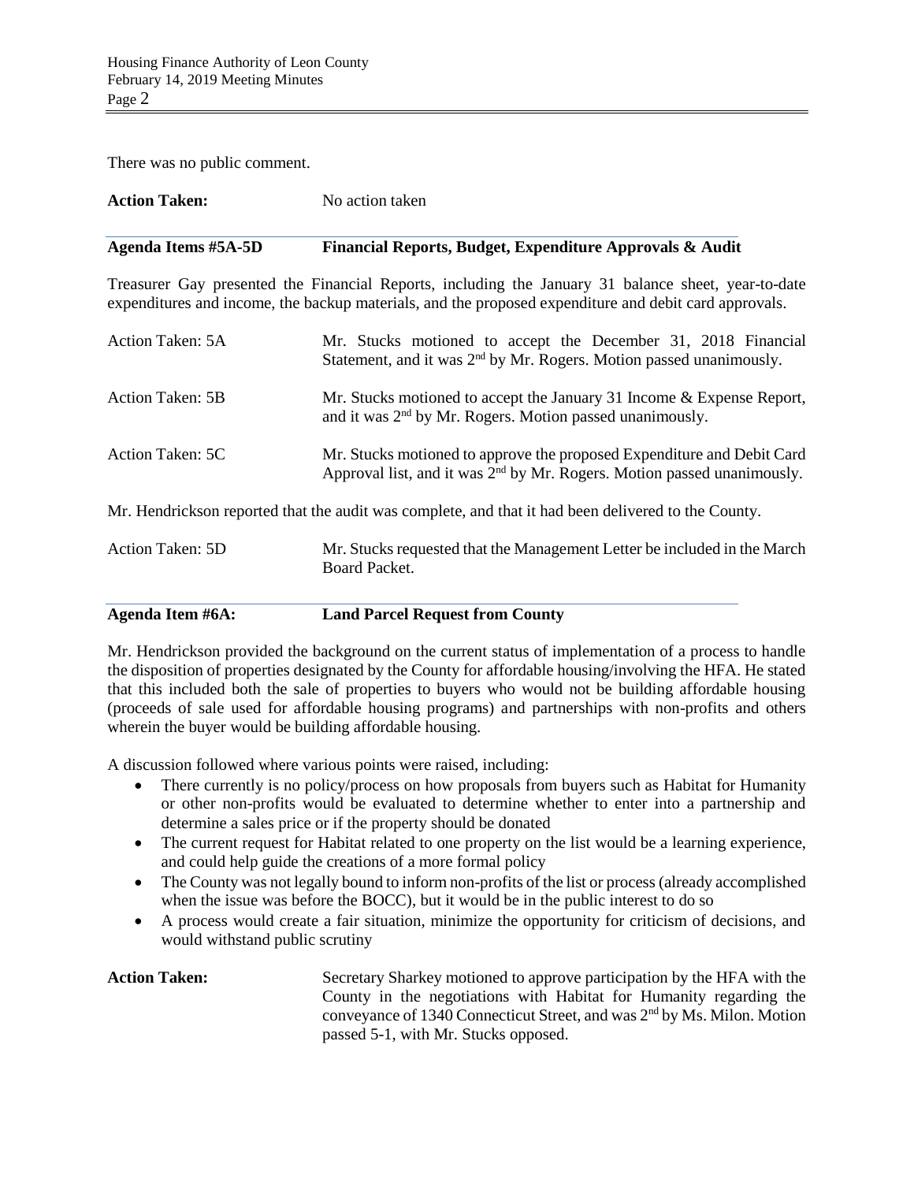There was no public comment.

**Action Taken:** No action taken

**Agenda Items #5A-5D — Financial Reports, Budget, Expenditure Approvals & Audit**

Treasurer Gay presented the Financial Reports, including the January 31 balance sheet, year-to-date expenditures and income, the backup materials, and the proposed expenditure and debit card approvals.

Action Taken: 5A — Mr. Stucks motioned to accept the December 31, 2018 Financial Statement, and it was 2nd by Mr. Rogers. Motion passed unanimously.

Action Taken: 5B — Mr. Stucks motioned to accept the January 31 Income & Expense Report, and it was 2nd by Mr. Rogers. Motion passed unanimously.

Action Taken: 5C — Mr. Stucks motioned to approve the proposed Expenditure and Debit Card Approval list, and it was 2nd by Mr. Rogers. Motion passed unanimously.

Mr. Hendrickson reported that the audit was complete, and that it had been delivered to the County.

Action Taken: 5D — Mr. Stucks requested that the Management Letter be included in the March Board Packet.

**Agenda Item #6A: Land Parcel Request from County**

Mr. Hendrickson provided the background on the current status of implementation of a process to handle the disposition of properties designated by the County for affordable housing/involving the HFA. He stated that this included both the sale of properties to buyers who would not be building affordable housing (proceeds of sale used for affordable housing programs) and partnerships with non-profits and others wherein the buyer would be building affordable housing.

A discussion followed where various points were raised, including:

- There currently is no policy/process on how proposals from buyers such as Habitat for Humanity or other non-profits would be evaluated to determine whether to enter into a partnership and determine a sales price or if the property should be donated
- The current request for Habitat related to one property on the list would be a learning experience, and could help guide the creations of a more formal policy
- The County was not legally bound to inform non-profits of the list or process (already accomplished when the issue was before the BOCC), but it would be in the public interest to do so
- A process would create a fair situation, minimize the opportunity for criticism of decisions, and would withstand public scrutiny

**Action Taken:** Secretary Sharkey motioned to approve participation by the HFA with the County in the negotiations with Habitat for Humanity regarding the conveyance of 1340 Connecticut Street, and was 2nd by Ms. Milon. Motion passed 5-1, with Mr. Stucks opposed.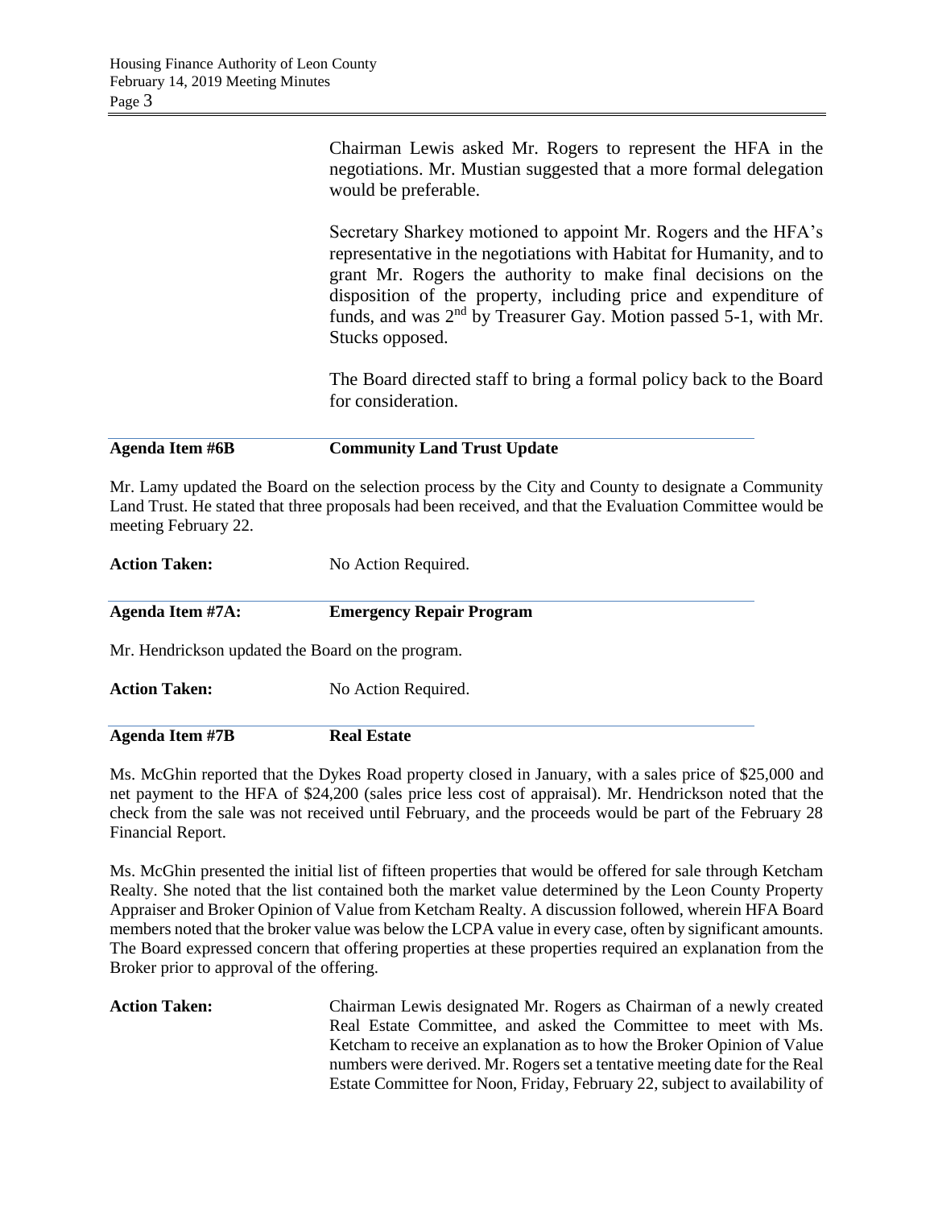Chairman Lewis asked Mr. Rogers to represent the HFA in the negotiations. Mr. Mustian suggested that a more formal delegation would be preferable.

Secretary Sharkey motioned to appoint Mr. Rogers and the HFA's representative in the negotiations with Habitat for Humanity, and to grant Mr. Rogers the authority to make final decisions on the disposition of the property, including price and expenditure of funds, and was 2nd by Treasurer Gay. Motion passed 5-1, with Mr. Stucks opposed.

The Board directed staff to bring a formal policy back to the Board for consideration.

**Agenda Item #6B** **Community Land Trust Update**

Mr. Lamy updated the Board on the selection process by the City and County to designate a Community Land Trust. He stated that three proposals had been received, and that the Evaluation Committee would be meeting February 22.

**Action Taken:** No Action Required.

**Agenda Item #7A:** **Emergency Repair Program**

Mr. Hendrickson updated the Board on the program.

**Action Taken:** No Action Required.

**Agenda Item #7B** **Real Estate**

Ms. McGhin reported that the Dykes Road property closed in January, with a sales price of $25,000 and net payment to the HFA of $24,200 (sales price less cost of appraisal). Mr. Hendrickson noted that the check from the sale was not received until February, and the proceeds would be part of the February 28 Financial Report.

Ms. McGhin presented the initial list of fifteen properties that would be offered for sale through Ketcham Realty. She noted that the list contained both the market value determined by the Leon County Property Appraiser and Broker Opinion of Value from Ketcham Realty. A discussion followed, wherein HFA Board members noted that the broker value was below the LCPA value in every case, often by significant amounts. The Board expressed concern that offering properties at these properties required an explanation from the Broker prior to approval of the offering.

**Action Taken:** Chairman Lewis designated Mr. Rogers as Chairman of a newly created Real Estate Committee, and asked the Committee to meet with Ms. Ketcham to receive an explanation as to how the Broker Opinion of Value numbers were derived. Mr. Rogers set a tentative meeting date for the Real Estate Committee for Noon, Friday, February 22, subject to availability of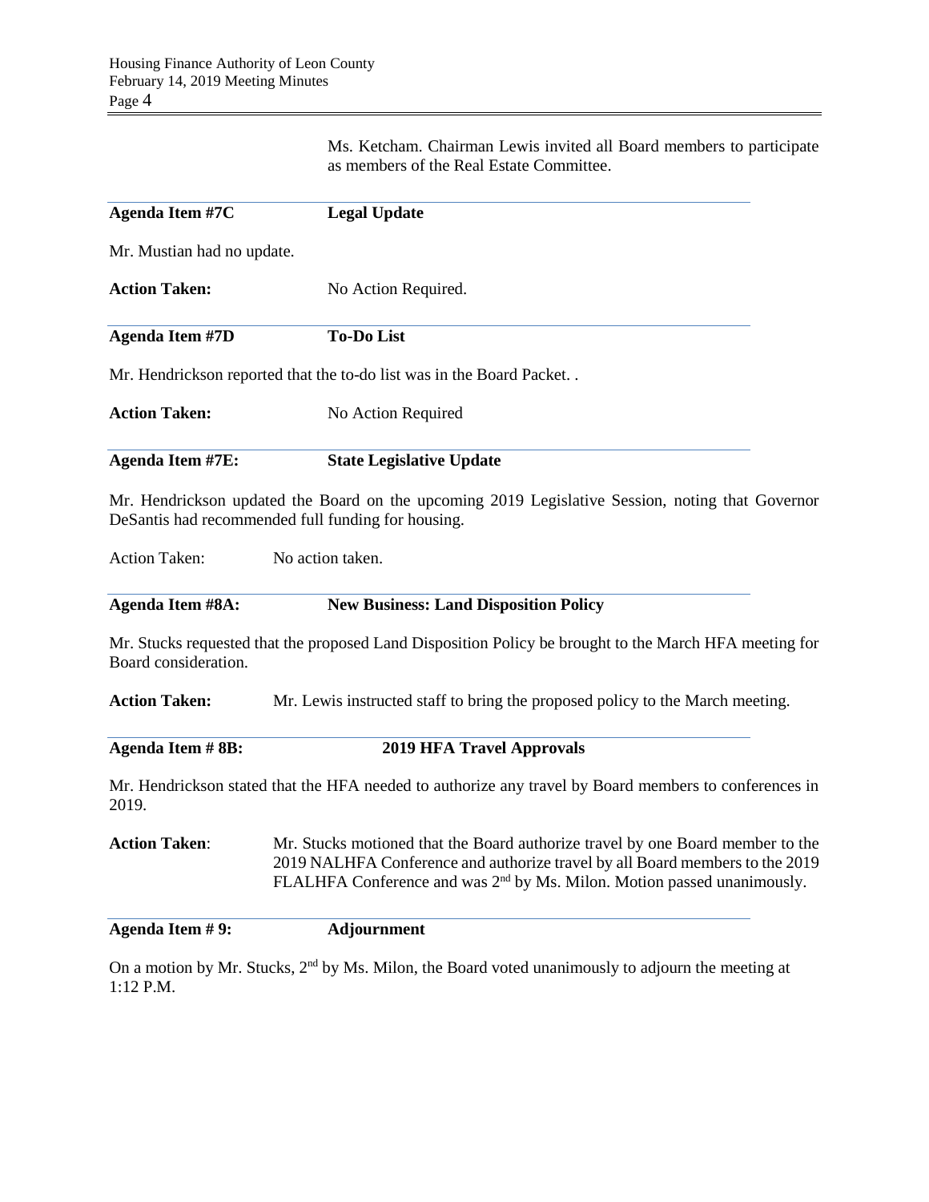Ms. Ketcham. Chairman Lewis invited all Board members to participate as members of the Real Estate Committee.

**Agenda Item #7C** **Legal Update**

Mr. Mustian had no update.

**Action Taken:** No Action Required.

**Agenda Item #7D** **To-Do List**

Mr. Hendrickson reported that the to-do list was in the Board Packet. .

**Action Taken:** No Action Required

**Agenda Item #7E:** **State Legislative Update**

Mr. Hendrickson updated the Board on the upcoming 2019 Legislative Session, noting that Governor DeSantis had recommended full funding for housing.

Action Taken: No action taken.

**Agenda Item #8A:** **New Business: Land Disposition Policy**

Mr. Stucks requested that the proposed Land Disposition Policy be brought to the March HFA meeting for Board consideration.

**Action Taken:** Mr. Lewis instructed staff to bring the proposed policy to the March meeting.

**Agenda Item # 8B:** **2019 HFA Travel Approvals**

Mr. Hendrickson stated that the HFA needed to authorize any travel by Board members to conferences in 2019.

**Action Taken**: Mr. Stucks motioned that the Board authorize travel by one Board member to the 2019 NALHFA Conference and authorize travel by all Board members to the 2019 FLALHFA Conference and was 2nd by Ms. Milon. Motion passed unanimously.

**Agenda Item # 9:** **Adjournment**

On a motion by Mr. Stucks, 2nd by Ms. Milon, the Board voted unanimously to adjourn the meeting at 1:12 P.M.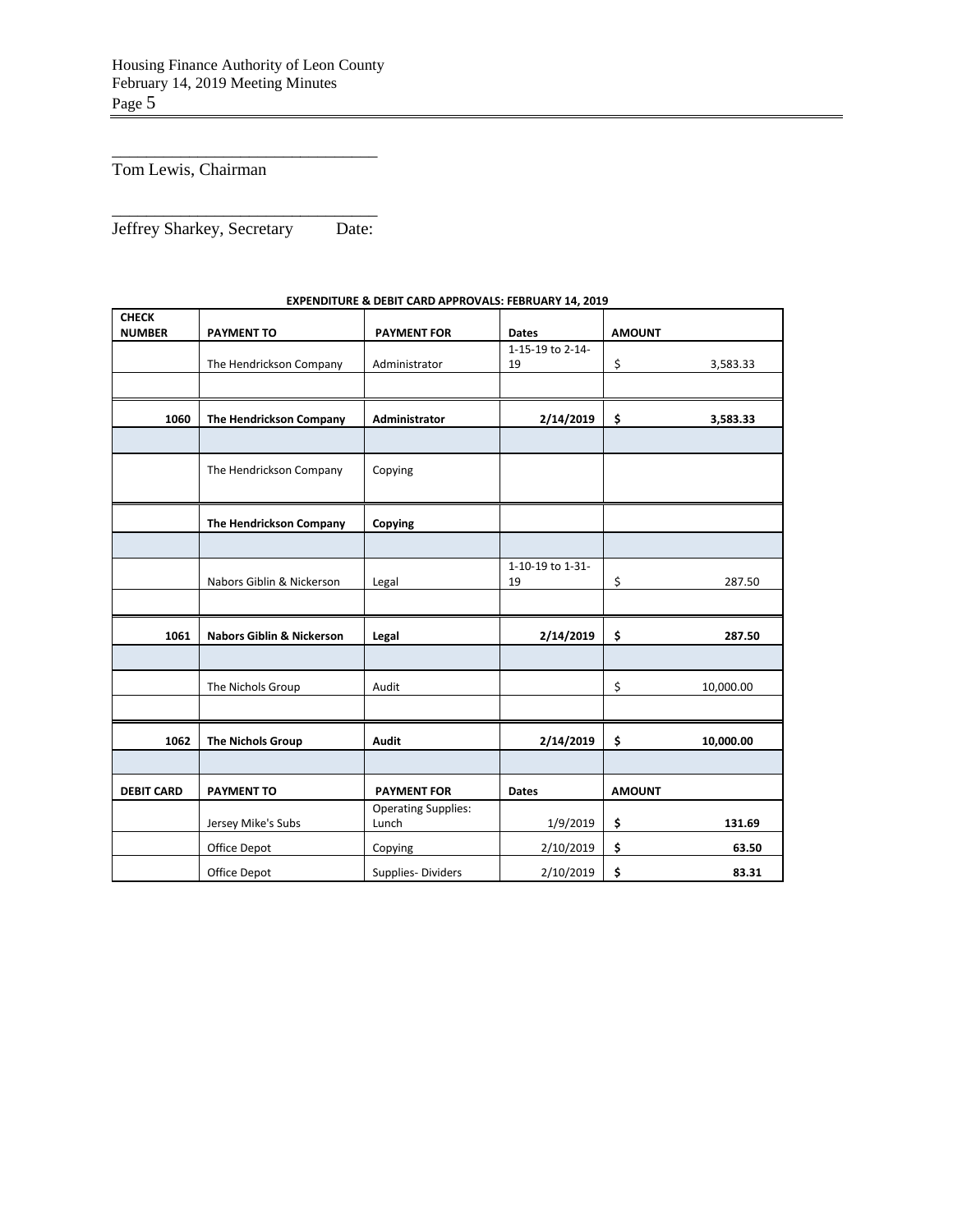_______________________________

Tom Lewis, Chairman

_______________________________

Jeffrey Sharkey, Secretary Date:

**EXPENDITURE & DEBIT CARD APPROVALS: FEBRUARY 14, 2019**

| CHECK NUMBER | PAYMENT TO | PAYMENT FOR | Dates | AMOUNT |
|---|---|---|---|---|
| | The Hendrickson Company | Administrator | 1-15-19 to 2-14-19 | $ 3,583.33 |
| | | | | |
| **1060** | **The Hendrickson Company** | **Administrator** | **2/14/2019** | **$ 3,583.33** |
| | | | | |
| | The Hendrickson Company | Copying | | |
| | **The Hendrickson Company** | **Copying** | | |
| | | | | |
| | Nabors Giblin & Nickerson | Legal | 1-10-19 to 1-31-19 | $ 287.50 |
| | | | | |
| **1061** | **Nabors Giblin & Nickerson** | **Legal** | **2/14/2019** | **$ 287.50** |
| | | | | |
| | The Nichols Group | Audit | | $ 10,000.00 |
| | | | | |
| **1062** | **The Nichols Group** | **Audit** | **2/14/2019** | **$ 10,000.00** |
| | | | | |
| **DEBIT CARD** | **PAYMENT TO** | **PAYMENT FOR** | **Dates** | **AMOUNT** |
| | Jersey Mike's Subs | Operating Supplies: Lunch | 1/9/2019 | **$ 131.69** |
| | Office Depot | Copying | 2/10/2019 | **$ 63.50** |
| | Office Depot | Supplies- Dividers | 2/10/2019 | **$ 83.31** |